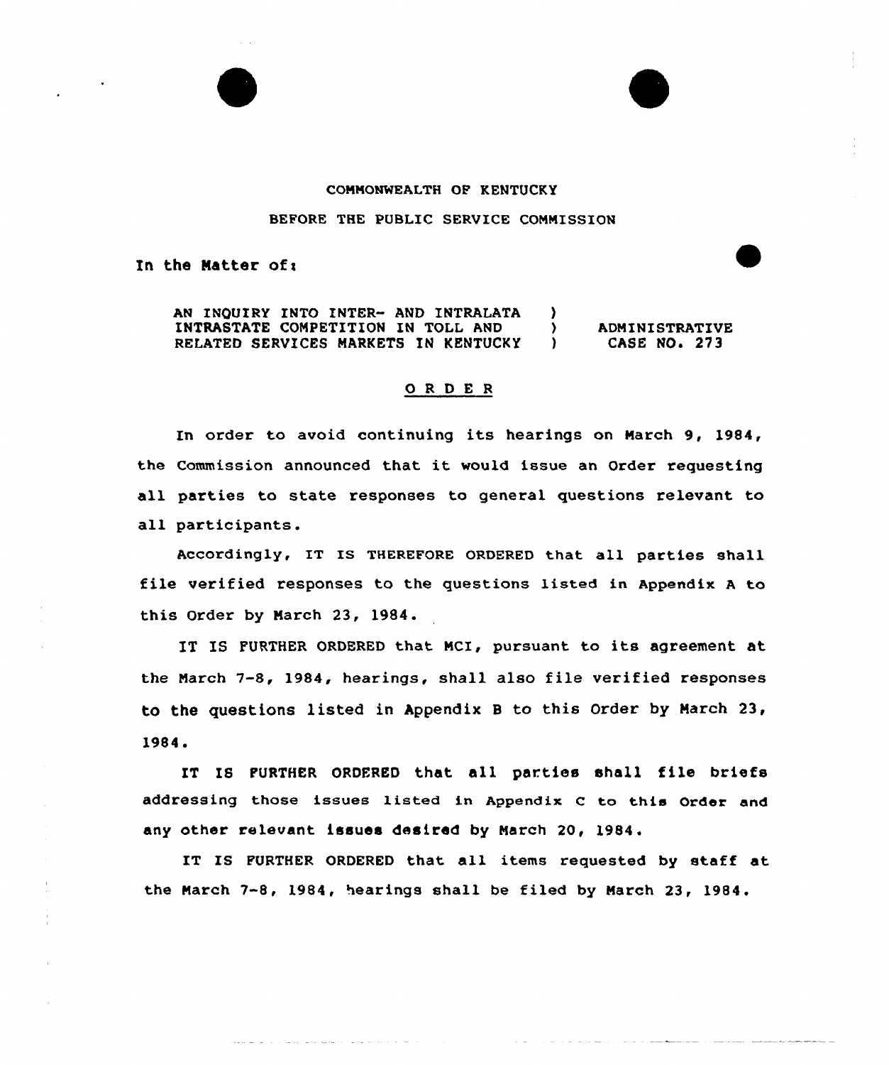COMMONWEALTH OF KENTUCKY

BEFORE THE PUBLIC SERVICE COMMISSION

In the Matter of:

| | | |
|---|---|---|
| AN INQUIRY INTO INTER- AND INTRALATA INTRASTATE COMPETITION IN TOLL AND RELATED SERVICES MARKETS IN KENTUCKY | ) ) ) | ADMINISTRATIVE CASE NO. 273 |

## O R D E R

In order to avoid continuing its hearings on March 9, 1984, the Commission announced that it would issue an Order requesting all parties to state responses to general questions relevant to all participants.

Accordingly, IT IS THEREFORE ORDERED that all parties shall file verified responses to the questions listed in Appendix A to this Order by March 23, 1984.

IT IS FURTHER ORDERED that MCI, pursuant to its agreement at the March 7-8, 1984, hearings, shall also file verified responses to the questions listed in Appendix B to this Order by March 23, 1984.

IT IS FURTHER ORDERED that all parties shall file briefs addressing those issues listed in Appendix C to this Order and any other relevant issues desired by March 20, 1984.

IT IS FURTHER ORDERED that all items requested by staff at the March 7-8, 1984, hearings shall be filed by March 23, 1984.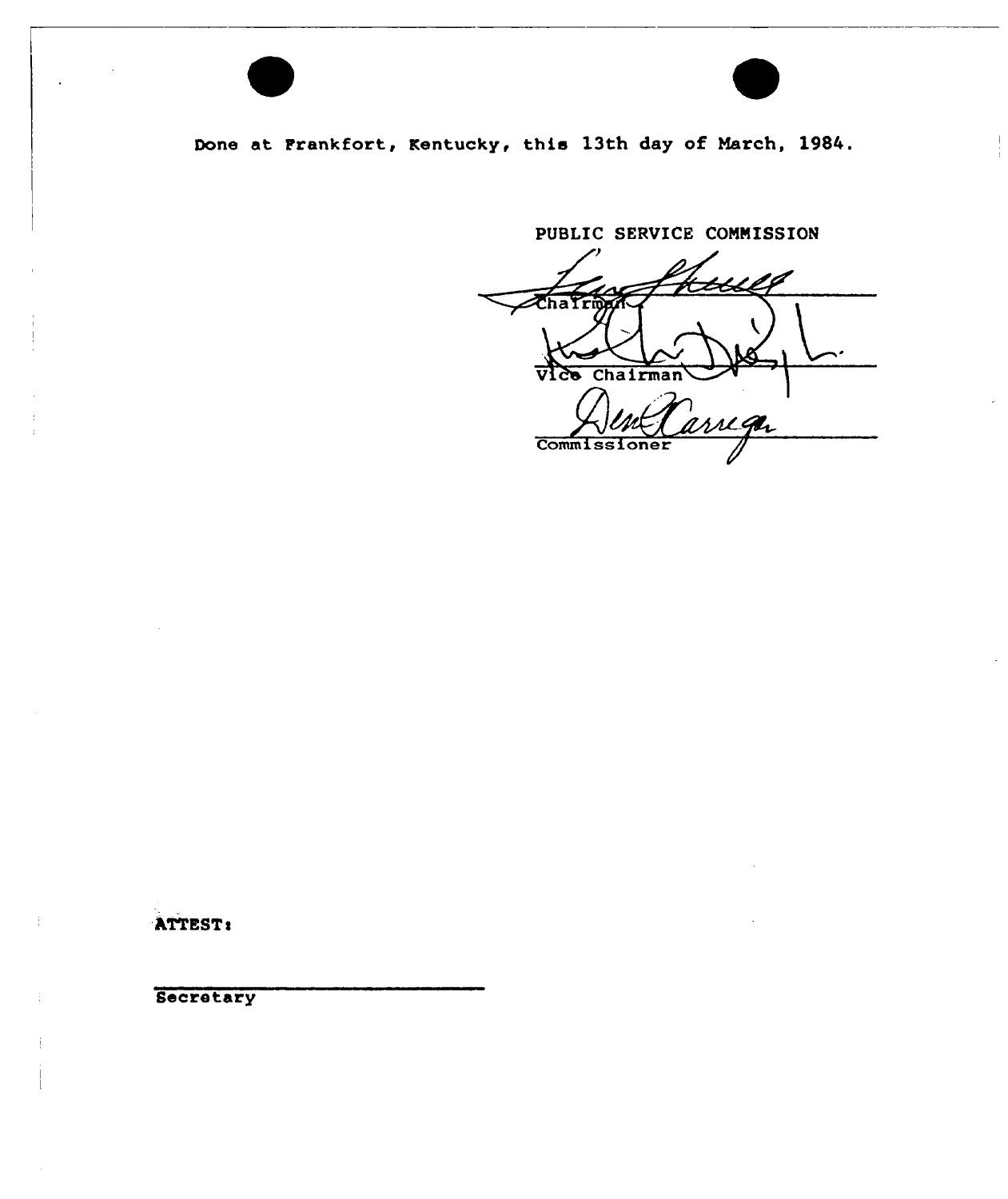Done at Frankfort, Kentucky, this 13th day of March, 1984.

PUBLIC SERVICE COMMISSION

Chairman

Vice Chairman

Commissioner

ATTEST:

Secretary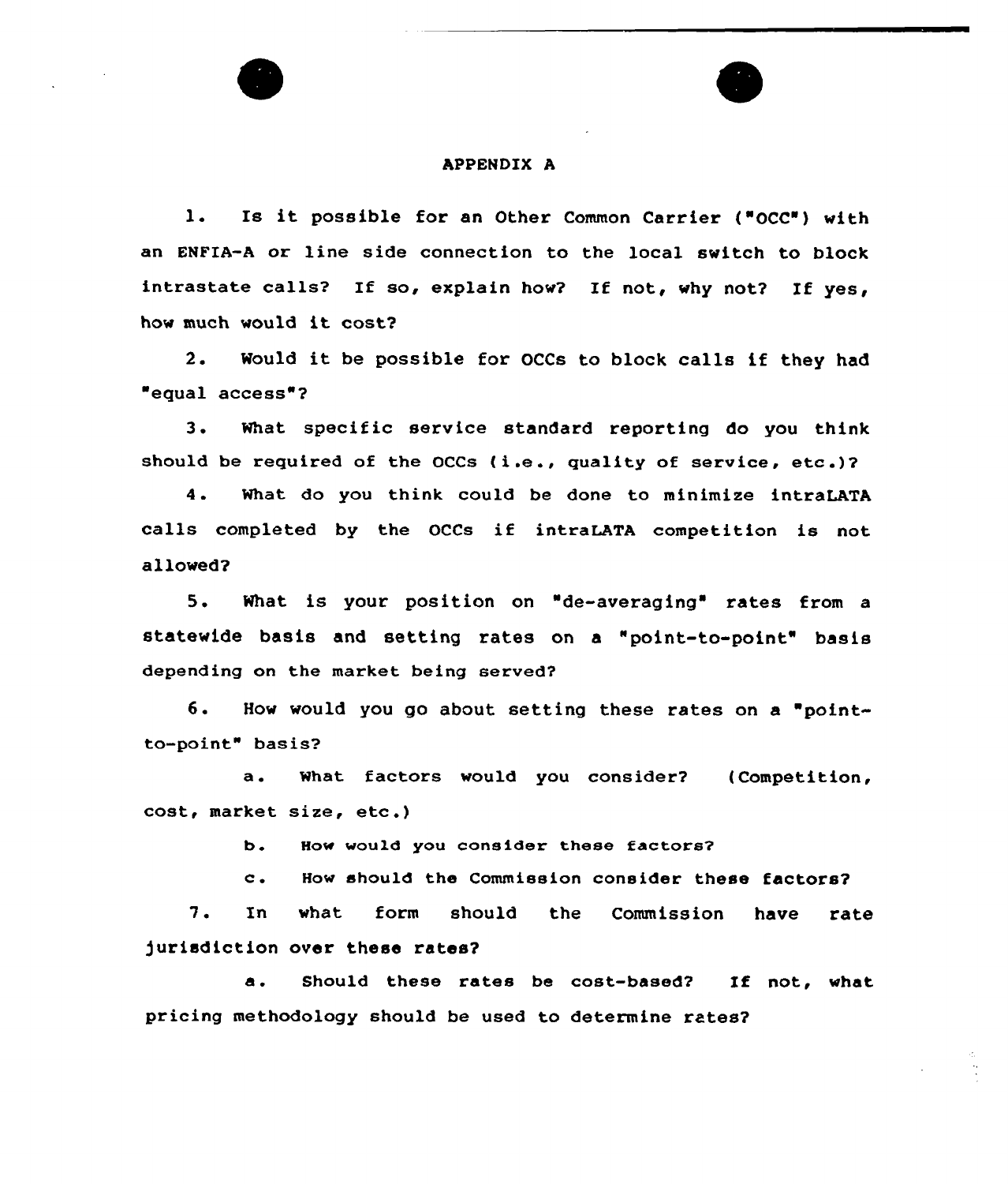# APPENDIX A

1. Is it possible for an Other Common Carrier ("OCC") with an ENFIA-A or line side connection to the local switch to block intrastate calls? If so, explain how? If not, why not? If yes, how much would it cost?

2. Would it be possible for OCCs to block calls if they had "equal access"?

3. What specific service standard reporting do you think should be required of the OCCs (i.e., quality of service, etc.)?

4. What do you think could be done to minimize intraLATA calls completed by the OCCs if intraLATA competition is not allowed?

5. What is your position on "de-averaging" rates from a statewide basis and setting rates on a "point-to-point" basis depending on the market being served?

6. How would you go about setting these rates on a "point-to-point" basis?

   a. What factors would you consider? (Competition, cost, market size, etc.)

   b. How would you consider these factors?

   c. How should the Commission consider these factors?

7. In what form should the Commission have rate jurisdiction over these rates?

   a. Should these rates be cost-based? If not, what pricing methodology should be used to determine rates?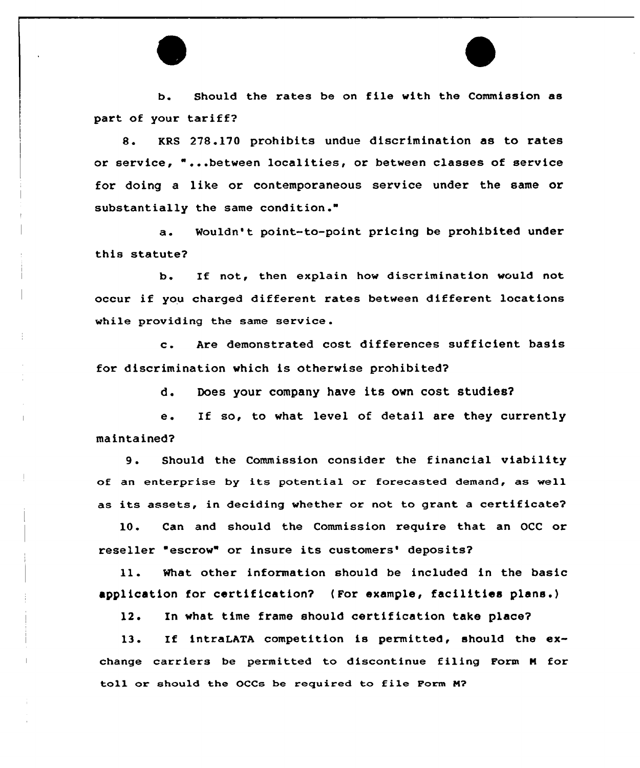b. Should the rates be on file with the Commission as part of your tariff?

8. KRS 278.170 prohibits undue discrimination as to rates or service, "...between localities, or between classes of service for doing a like or contemporaneous service under the same or substantially the same condition."

a. Wouldn't point-to-point pricing be prohibited under this statute?

b. If not, then explain how discrimination would not occur if you charged different rates between different locations while providing the same service.

c. Are demonstrated cost differences sufficient basis for discrimination which is otherwise prohibited?

d. Does your company have its own cost studies?

e. If so, to what level of detail are they currently maintained?

9. Should the Commission consider the financial viability of an enterprise by its potential or forecasted demand, as well as its assets, in deciding whether or not to grant a certificate?

10. Can and should the Commission require that an OCC or reseller "escrow" or insure its customers' deposits?

11. What other information should be included in the basic application for certification? (For example, facilities plans.)

12. In what time frame should certification take place?

13. If intraLATA competition is permitted, should the exchange carriers be permitted to discontinue filing Form M for toll or should the OCCs be required to file Form M?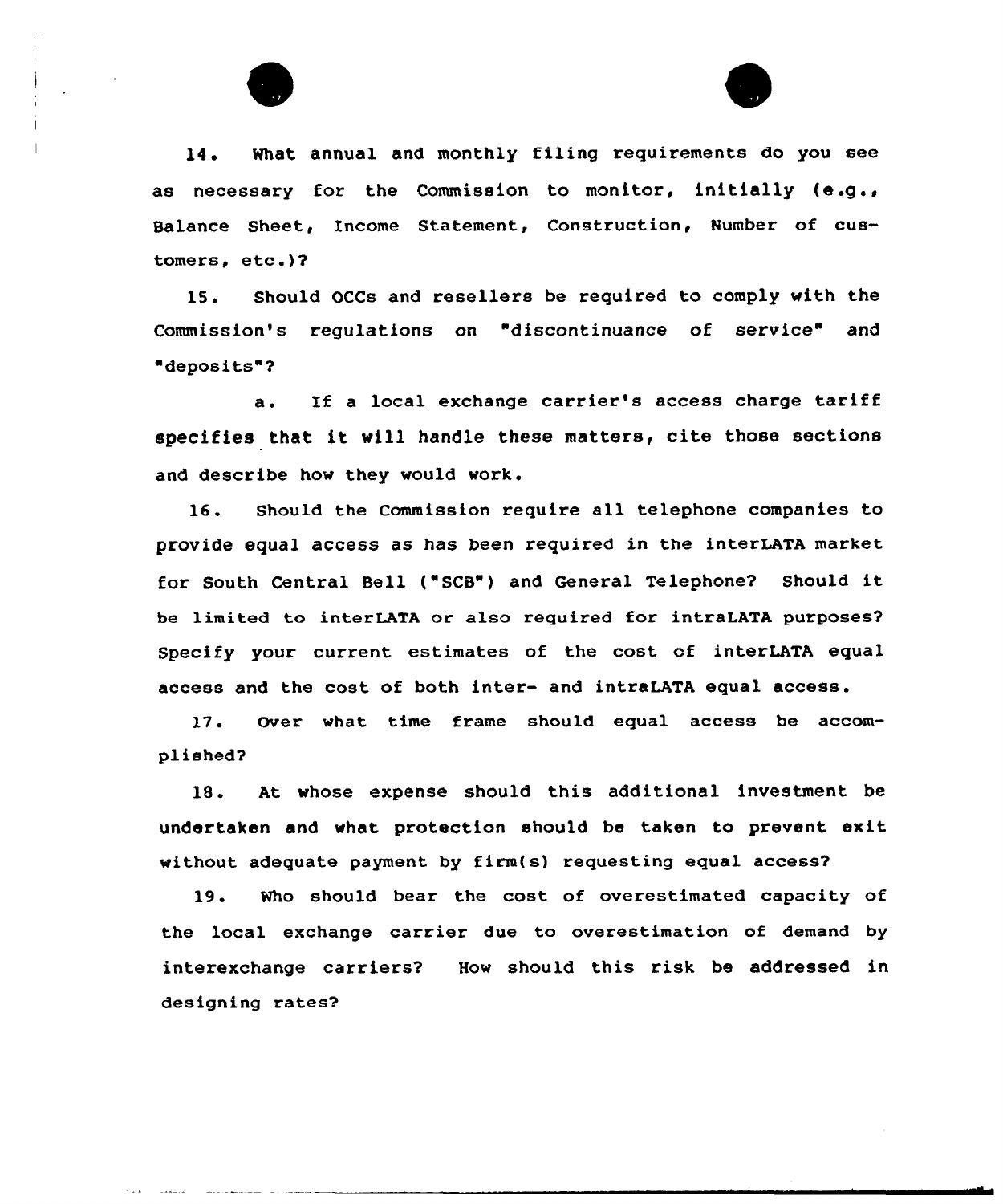14. What annual and monthly filing requirements do you see as necessary for the Commission to monitor, initially (e.g., Balance Sheet, Income Statement, Construction, Number of customers, etc.)?

15. Should OCCs and resellers be required to comply with the Commission's regulations on "discontinuance of service" and "deposits"?

a. If a local exchange carrier's access charge tariff specifies that it will handle these matters, cite those sections and describe how they would work.

16. Should the Commission require all telephone companies to provide equal access as has been required in the interLATA market for South Central Bell ("SCB") and General Telephone? Should it be limited to interLATA or also required for intraLATA purposes? Specify your current estimates of the cost of interLATA equal access and the cost of both inter- and intraLATA equal access.

17. Over what time frame should equal access be accomplished?

18. At whose expense should this additional investment be undertaken and what protection should be taken to prevent exit without adequate payment by firm(s) requesting equal access?

19. Who should bear the cost of overestimated capacity of the local exchange carrier due to overestimation of demand by interexchange carriers? How should this risk be addressed in designing rates?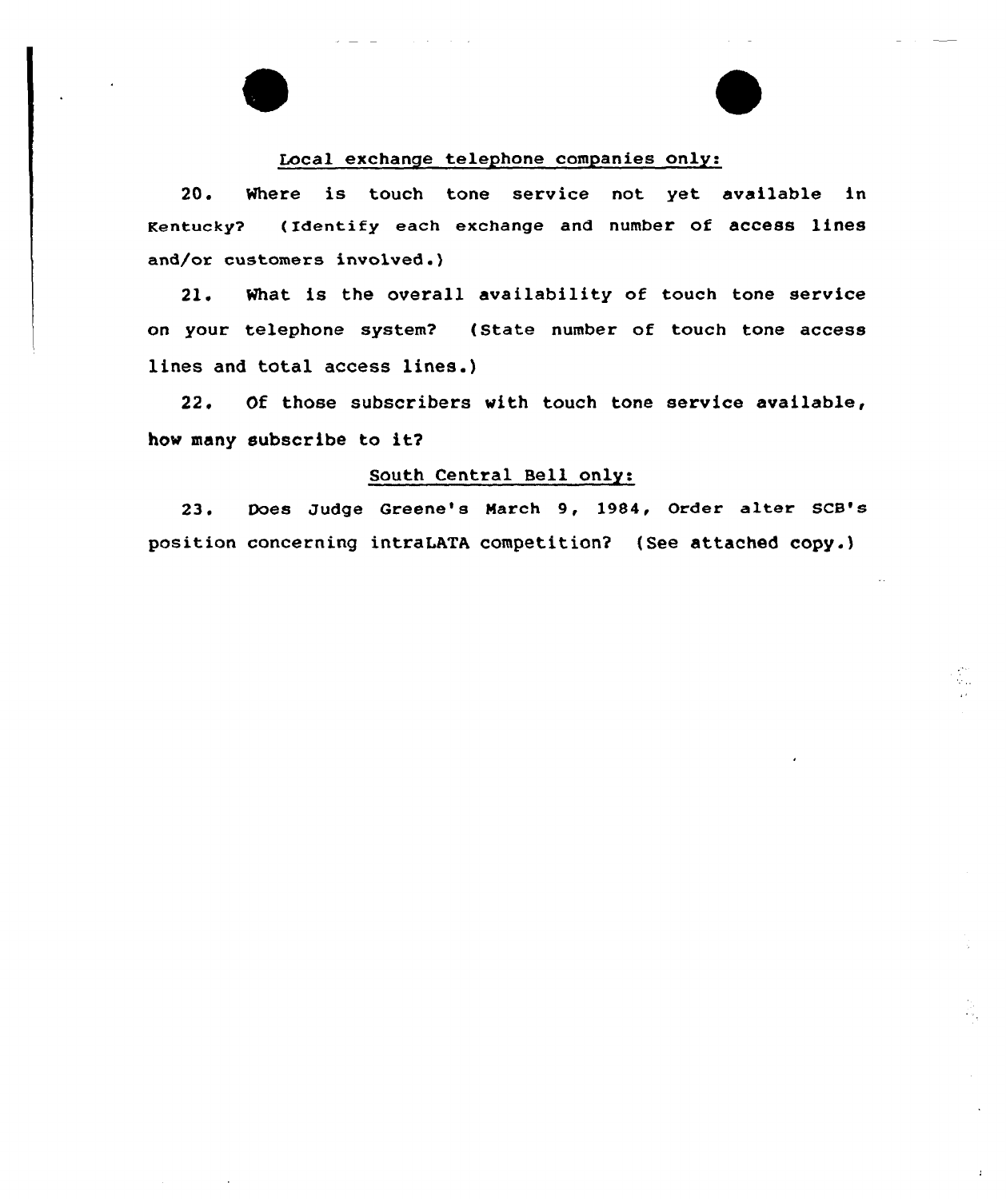Local exchange telephone companies only:

20. Where is touch tone service not yet available in Kentucky? (Identify each exchange and number of access lines and/or customers involved.)

21. What is the overall availability of touch tone service on your telephone system? (State number of touch tone access lines and total access lines.)

22. Of those subscribers with touch tone service available, how many subscribe to it?

South Central Bell only:

23. Does Judge Greene's March 9, 1984, Order alter SCB's position concerning intraLATA competition? (See attached copy.)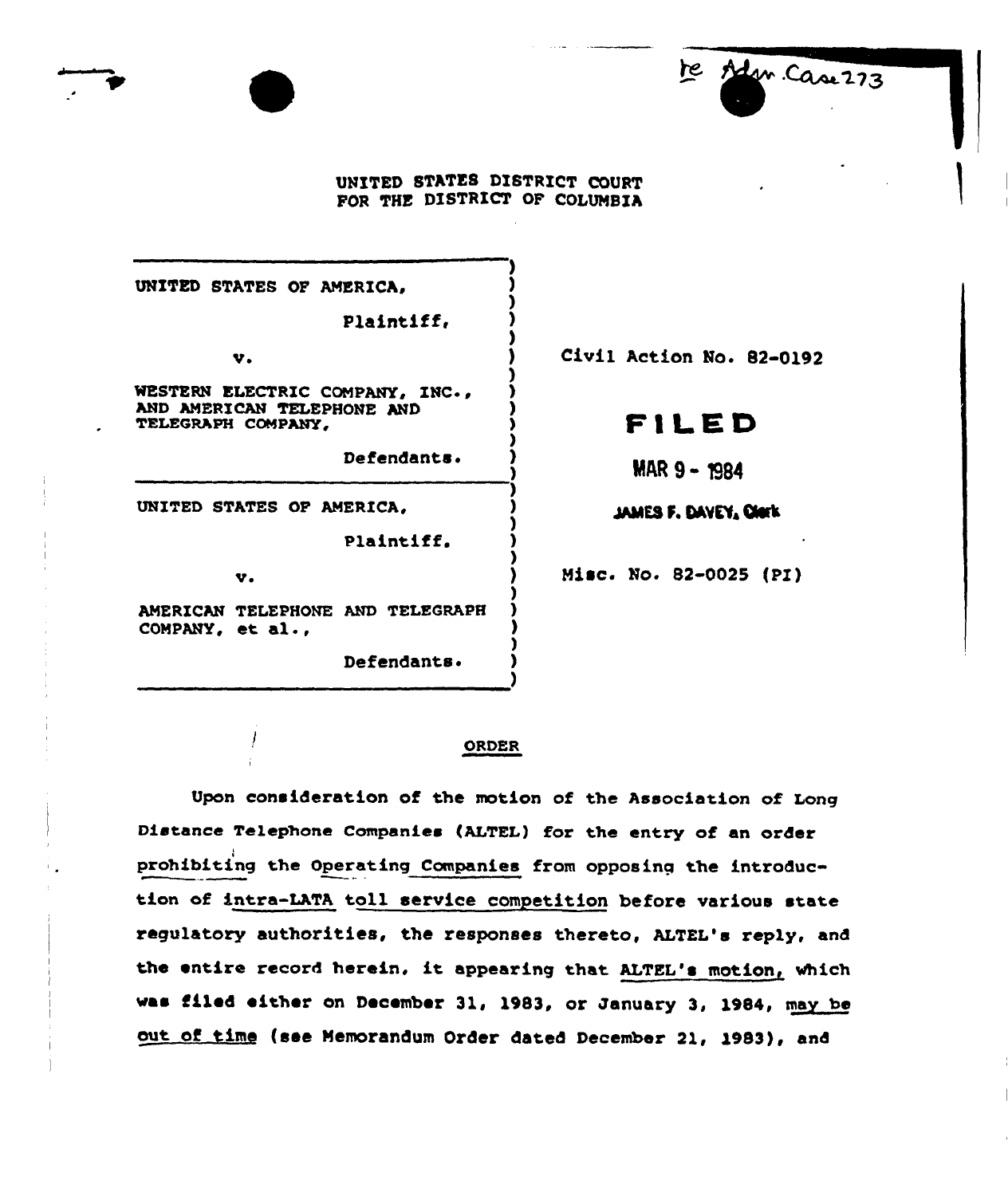re Adm. Case 273

UNITED STATES DISTRICT COURT
FOR THE DISTRICT OF COLUMBIA

| | |
|---|---|
| UNITED STATES OF AMERICA, Plaintiff, v. WESTERN ELECTRIC COMPANY, INC., AND AMERICAN TELEPHONE AND TELEGRAPH COMPANY, Defendants. | Civil Action No. 82-0192 |
| UNITED STATES OF AMERICA, Plaintiff, v. AMERICAN TELEPHONE AND TELEGRAPH COMPANY, et al., Defendants. | Misc. No. 82-0025 (PI) |

FILED
MAR 9 - 1984
JAMES F. DAVEY, Clerk

## ORDER

Upon consideration of the motion of the Association of Long Distance Telephone Companies (ALTEL) for the entry of an order prohibiting the Operating Companies from opposing the introduction of intra-LATA toll service competition before various state regulatory authorities, the responses thereto, ALTEL's reply, and the entire record herein, it appearing that ALTEL's motion, which was filed either on December 31, 1983, or January 3, 1984, may be out of time (see Memorandum Order dated December 21, 1983), and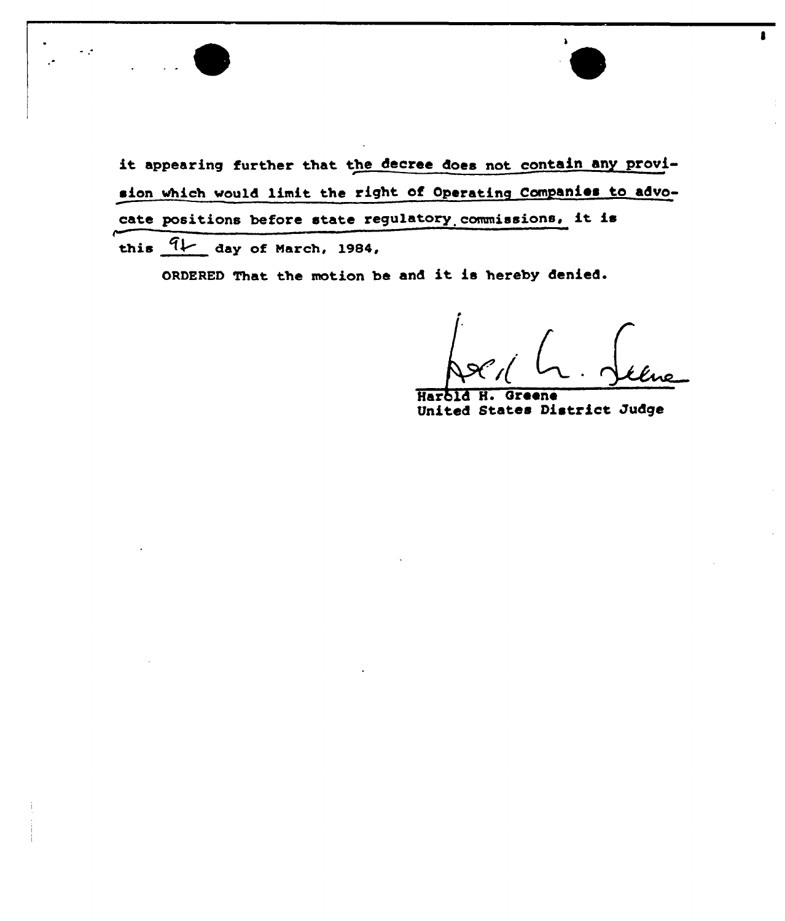it appearing further that the decree does not contain any provision which would limit the right of Operating Companies to advocate positions before state regulatory commissions, it is this 9th day of March, 1984,

ORDERED That the motion be and it is hereby denied.

Harold H. Greene
United States District Judge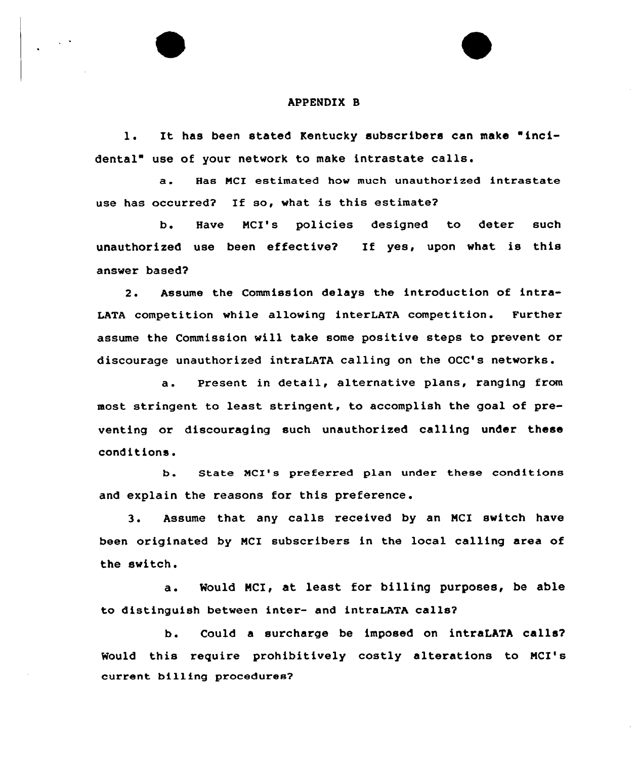# APPENDIX B

1. It has been stated Kentucky subscribers can make "incidental" use of your network to make intrastate calls.

   a. Has MCI estimated how much unauthorized intrastate use has occurred? If so, what is this estimate?

   b. Have MCI's policies designed to deter such unauthorized use been effective? If yes, upon what is this answer based?

2. Assume the Commission delays the introduction of intraLATA competition while allowing interLATA competition. Further assume the Commission will take some positive steps to prevent or discourage unauthorized intraLATA calling on the OCC's networks.

   a. Present in detail, alternative plans, ranging from most stringent to least stringent, to accomplish the goal of preventing or discouraging such unauthorized calling under these conditions.

   b. State MCI's preferred plan under these conditions and explain the reasons for this preference.

3. Assume that any calls received by an MCI switch have been originated by MCI subscribers in the local calling area of the switch.

   a. Would MCI, at least for billing purposes, be able to distinguish between inter- and intraLATA calls?

   b. Could a surcharge be imposed on intraLATA calls? Would this require prohibitively costly alterations to MCI's current billing procedures?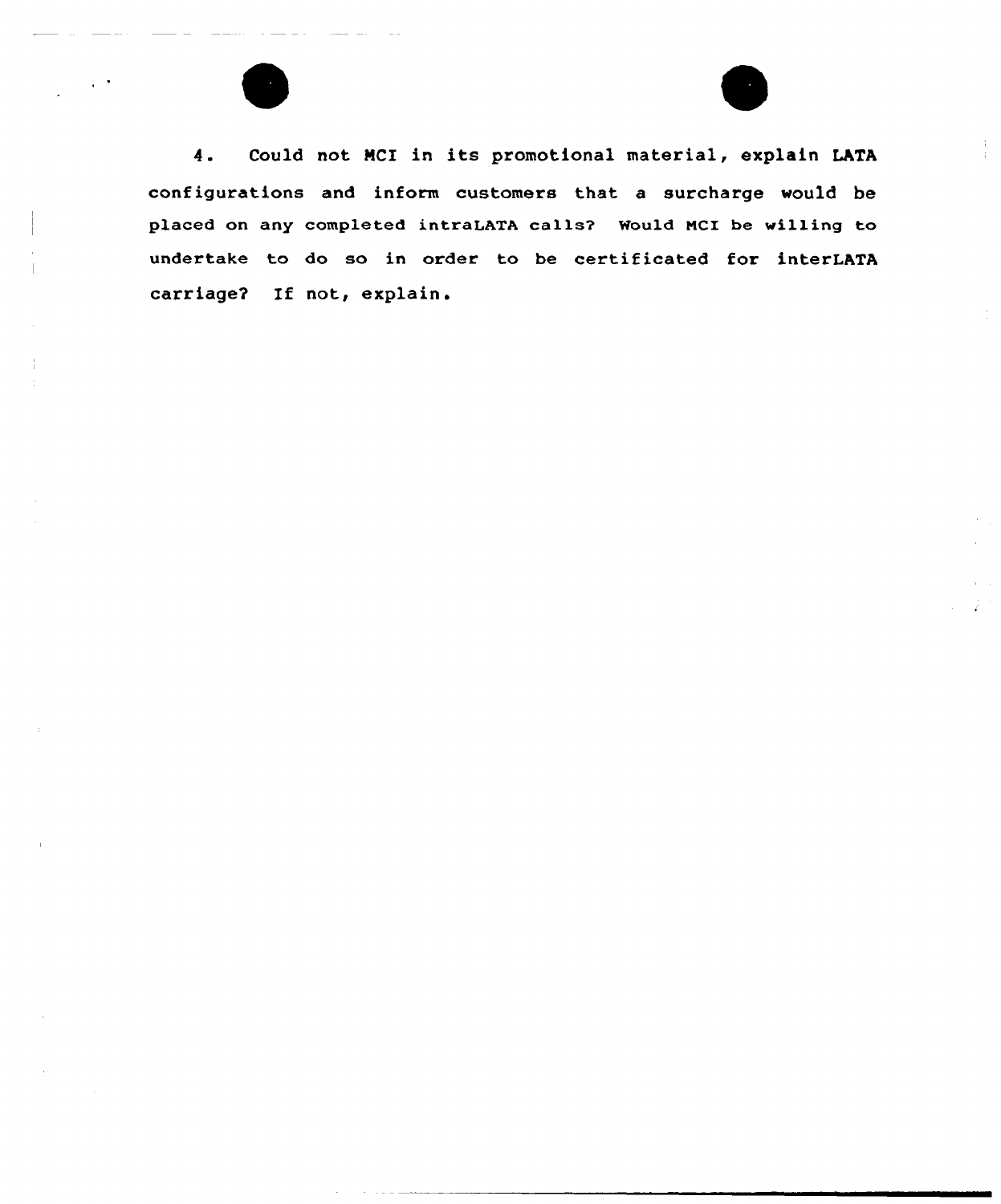4. Could not MCI in its promotional material, explain LATA configurations and inform customers that a surcharge would be placed on any completed intraLATA calls? Would MCI be willing to undertake to do so in order to be certificated for interLATA carriage? If not, explain.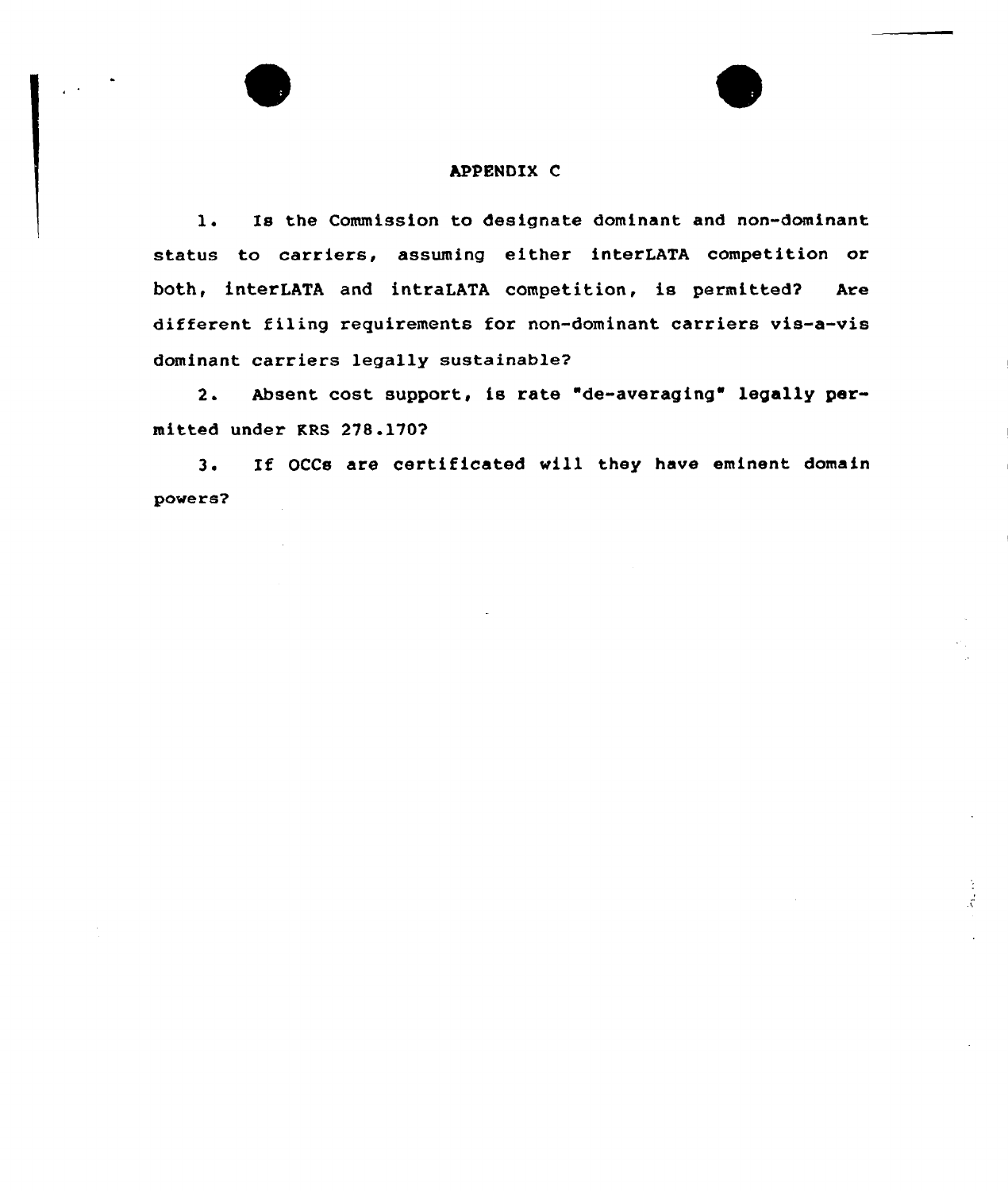# APPENDIX C

1. Is the Commission to designate dominant and non-dominant status to carriers, assuming either interLATA competition or both, interLATA and intraLATA competition, is permitted? Are different filing requirements for non-dominant carriers vis-a-vis dominant carriers legally sustainable?

2. Absent cost support, is rate "de-averaging" legally permitted under KRS 278.170?

3. If OCCs are certificated will they have eminent domain powers?